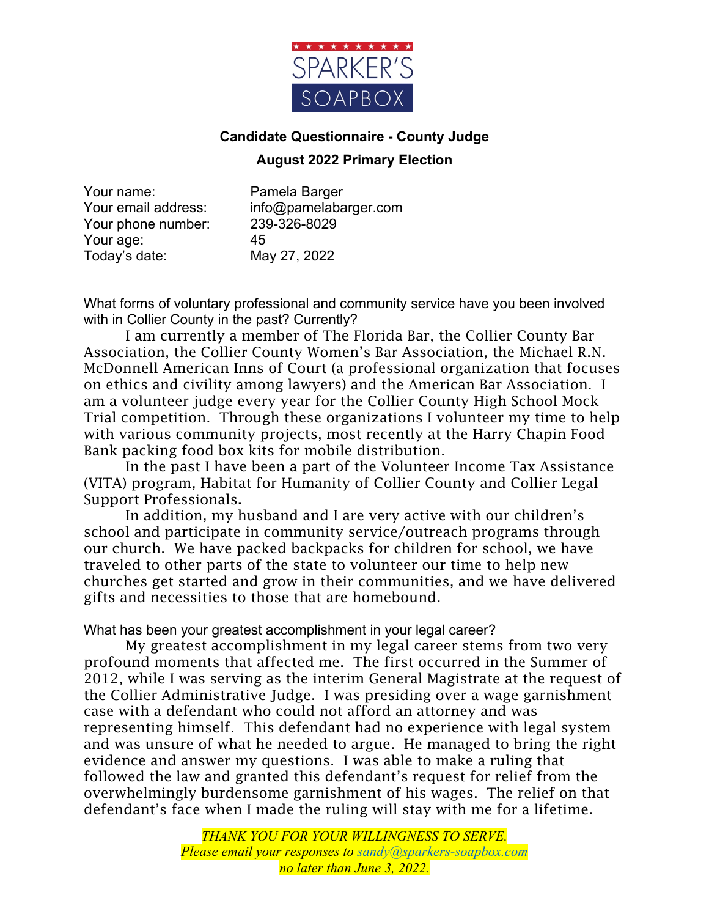SPARKER'S SOAPBOX

## Candidate Questionnaire - County Judge

## August 2022 Primary Election

Your name: Pamela Barger
Your email address: info@pamelabarger.com
Your phone number: 239-326-8029
Your age: 45
Today's date: May 27, 2022

What forms of voluntary professional and community service have you been involved with in Collier County in the past? Currently?

I am currently a member of The Florida Bar, the Collier County Bar Association, the Collier County Women's Bar Association, the Michael R.N. McDonnell American Inns of Court (a professional organization that focuses on ethics and civility among lawyers) and the American Bar Association. I am a volunteer judge every year for the Collier County High School Mock Trial competition. Through these organizations I volunteer my time to help with various community projects, most recently at the Harry Chapin Food Bank packing food box kits for mobile distribution.

In the past I have been a part of the Volunteer Income Tax Assistance (VITA) program, Habitat for Humanity of Collier County and Collier Legal Support Professionals**.**

In addition, my husband and I are very active with our children's school and participate in community service/outreach programs through our church. We have packed backpacks for children for school, we have traveled to other parts of the state to volunteer our time to help new churches get started and grow in their communities, and we have delivered gifts and necessities to those that are homebound.

What has been your greatest accomplishment in your legal career?

My greatest accomplishment in my legal career stems from two very profound moments that affected me. The first occurred in the Summer of 2012, while I was serving as the interim General Magistrate at the request of the Collier Administrative Judge. I was presiding over a wage garnishment case with a defendant who could not afford an attorney and was representing himself. This defendant had no experience with legal system and was unsure of what he needed to argue. He managed to bring the right evidence and answer my questions. I was able to make a ruling that followed the law and granted this defendant's request for relief from the overwhelmingly burdensome garnishment of his wages. The relief on that defendant's face when I made the ruling will stay with me for a lifetime.

*THANK YOU FOR YOUR WILLINGNESS TO SERVE.*
*Please email your responses to sandy@sparkers-soapbox.com*
*no later than June 3, 2022.*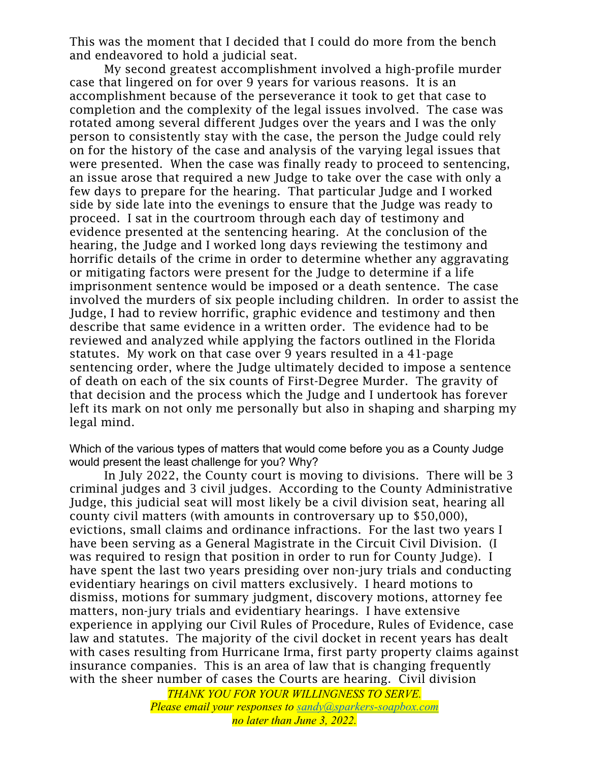This was the moment that I decided that I could do more from the bench and endeavored to hold a judicial seat.

My second greatest accomplishment involved a high-profile murder case that lingered on for over 9 years for various reasons. It is an accomplishment because of the perseverance it took to get that case to completion and the complexity of the legal issues involved. The case was rotated among several different Judges over the years and I was the only person to consistently stay with the case, the person the Judge could rely on for the history of the case and analysis of the varying legal issues that were presented. When the case was finally ready to proceed to sentencing, an issue arose that required a new Judge to take over the case with only a few days to prepare for the hearing. That particular Judge and I worked side by side late into the evenings to ensure that the Judge was ready to proceed. I sat in the courtroom through each day of testimony and evidence presented at the sentencing hearing. At the conclusion of the hearing, the Judge and I worked long days reviewing the testimony and horrific details of the crime in order to determine whether any aggravating or mitigating factors were present for the Judge to determine if a life imprisonment sentence would be imposed or a death sentence. The case involved the murders of six people including children. In order to assist the Judge, I had to review horrific, graphic evidence and testimony and then describe that same evidence in a written order. The evidence had to be reviewed and analyzed while applying the factors outlined in the Florida statutes. My work on that case over 9 years resulted in a 41-page sentencing order, where the Judge ultimately decided to impose a sentence of death on each of the six counts of First-Degree Murder. The gravity of that decision and the process which the Judge and I undertook has forever left its mark on not only me personally but also in shaping and sharping my legal mind.

Which of the various types of matters that would come before you as a County Judge would present the least challenge for you? Why?

In July 2022, the County court is moving to divisions. There will be 3 criminal judges and 3 civil judges. According to the County Administrative Judge, this judicial seat will most likely be a civil division seat, hearing all county civil matters (with amounts in controversary up to $50,000), evictions, small claims and ordinance infractions. For the last two years I have been serving as a General Magistrate in the Circuit Civil Division. (I was required to resign that position in order to run for County Judge). I have spent the last two years presiding over non-jury trials and conducting evidentiary hearings on civil matters exclusively. I heard motions to dismiss, motions for summary judgment, discovery motions, attorney fee matters, non-jury trials and evidentiary hearings. I have extensive experience in applying our Civil Rules of Procedure, Rules of Evidence, case law and statutes. The majority of the civil docket in recent years has dealt with cases resulting from Hurricane Irma, first party property claims against insurance companies. This is an area of law that is changing frequently with the sheer number of cases the Courts are hearing. Civil division

*THANK YOU FOR YOUR WILLINGNESS TO SERVE.*
*Please email your responses to sandy@sparkers-soapbox.com*
*no later than June 3, 2022.*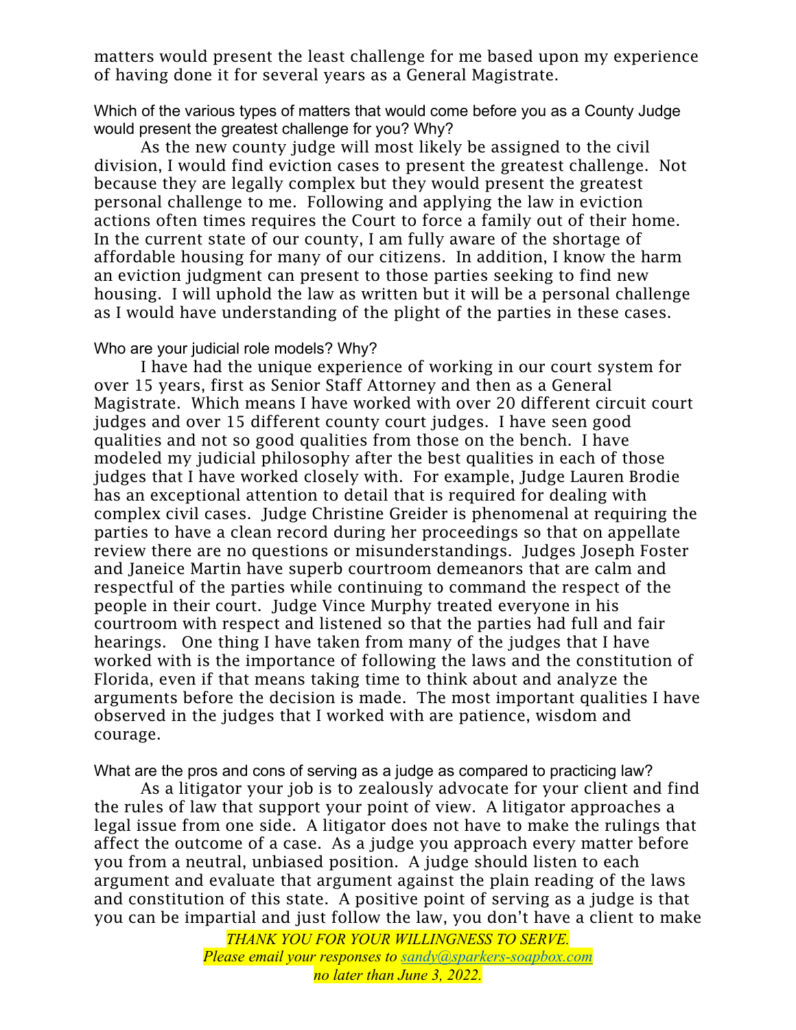matters would present the least challenge for me based upon my experience of having done it for several years as a General Magistrate.

Which of the various types of matters that would come before you as a County Judge would present the greatest challenge for you? Why?

As the new county judge will most likely be assigned to the civil division, I would find eviction cases to present the greatest challenge. Not because they are legally complex but they would present the greatest personal challenge to me. Following and applying the law in eviction actions often times requires the Court to force a family out of their home. In the current state of our county, I am fully aware of the shortage of affordable housing for many of our citizens. In addition, I know the harm an eviction judgment can present to those parties seeking to find new housing. I will uphold the law as written but it will be a personal challenge as I would have understanding of the plight of the parties in these cases.

Who are your judicial role models? Why?

I have had the unique experience of working in our court system for over 15 years, first as Senior Staff Attorney and then as a General Magistrate. Which means I have worked with over 20 different circuit court judges and over 15 different county court judges. I have seen good qualities and not so good qualities from those on the bench. I have modeled my judicial philosophy after the best qualities in each of those judges that I have worked closely with. For example, Judge Lauren Brodie has an exceptional attention to detail that is required for dealing with complex civil cases. Judge Christine Greider is phenomenal at requiring the parties to have a clean record during her proceedings so that on appellate review there are no questions or misunderstandings. Judges Joseph Foster and Janeice Martin have superb courtroom demeanors that are calm and respectful of the parties while continuing to command the respect of the people in their court. Judge Vince Murphy treated everyone in his courtroom with respect and listened so that the parties had full and fair hearings. One thing I have taken from many of the judges that I have worked with is the importance of following the laws and the constitution of Florida, even if that means taking time to think about and analyze the arguments before the decision is made. The most important qualities I have observed in the judges that I worked with are patience, wisdom and courage.

What are the pros and cons of serving as a judge as compared to practicing law?

As a litigator your job is to zealously advocate for your client and find the rules of law that support your point of view. A litigator approaches a legal issue from one side. A litigator does not have to make the rulings that affect the outcome of a case. As a judge you approach every matter before you from a neutral, unbiased position. A judge should listen to each argument and evaluate that argument against the plain reading of the laws and constitution of this state. A positive point of serving as a judge is that you can be impartial and just follow the law, you don't have a client to make

*THANK YOU FOR YOUR WILLINGNESS TO SERVE.*
*Please email your responses to sandy@sparkers-soapbox.com*
*no later than June 3, 2022.*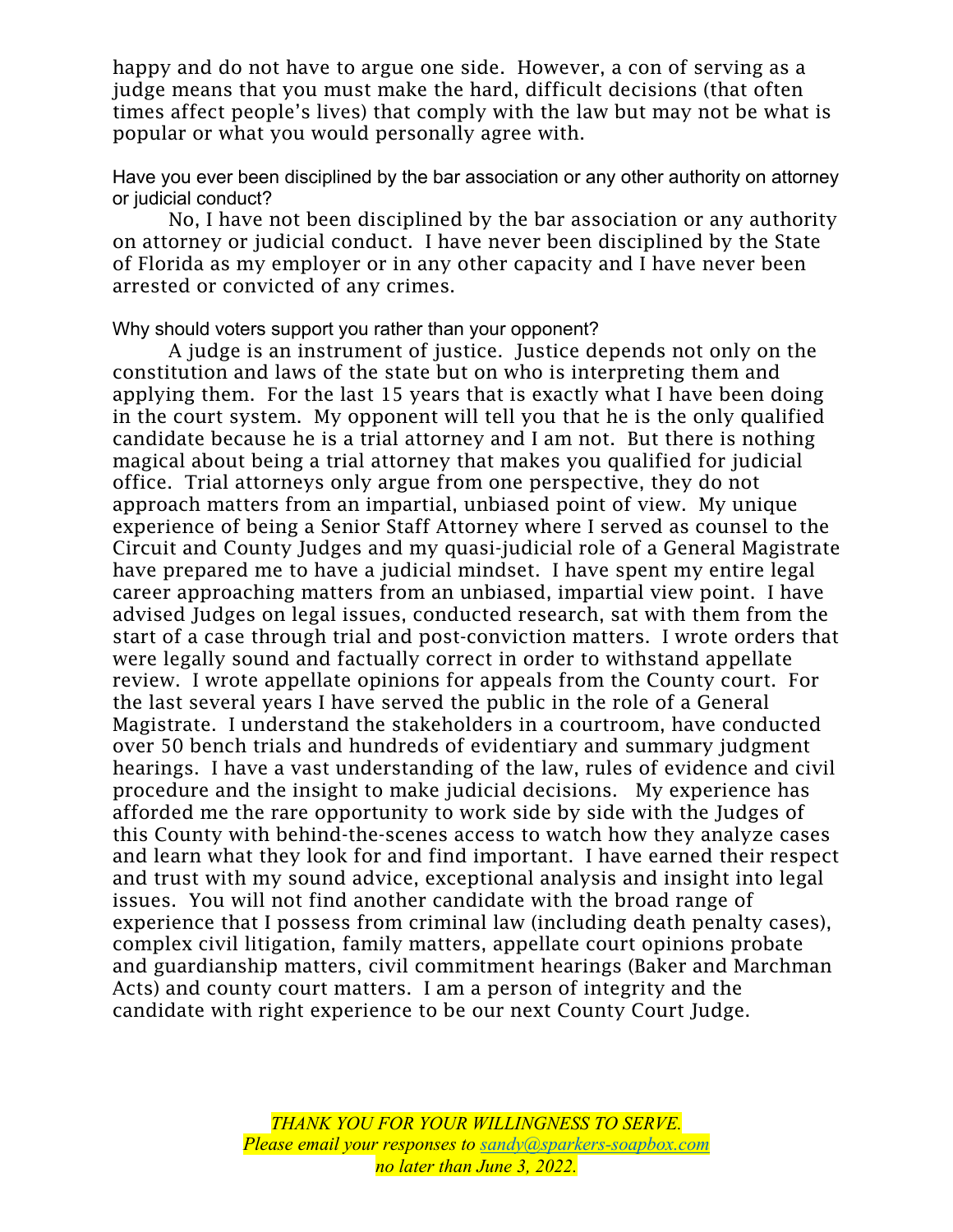happy and do not have to argue one side. However, a con of serving as a judge means that you must make the hard, difficult decisions (that often times affect people's lives) that comply with the law but may not be what is popular or what you would personally agree with.

Have you ever been disciplined by the bar association or any other authority on attorney or judicial conduct?

No, I have not been disciplined by the bar association or any authority on attorney or judicial conduct. I have never been disciplined by the State of Florida as my employer or in any other capacity and I have never been arrested or convicted of any crimes.

Why should voters support you rather than your opponent?

A judge is an instrument of justice. Justice depends not only on the constitution and laws of the state but on who is interpreting them and applying them. For the last 15 years that is exactly what I have been doing in the court system. My opponent will tell you that he is the only qualified candidate because he is a trial attorney and I am not. But there is nothing magical about being a trial attorney that makes you qualified for judicial office. Trial attorneys only argue from one perspective, they do not approach matters from an impartial, unbiased point of view. My unique experience of being a Senior Staff Attorney where I served as counsel to the Circuit and County Judges and my quasi-judicial role of a General Magistrate have prepared me to have a judicial mindset. I have spent my entire legal career approaching matters from an unbiased, impartial view point. I have advised Judges on legal issues, conducted research, sat with them from the start of a case through trial and post-conviction matters. I wrote orders that were legally sound and factually correct in order to withstand appellate review. I wrote appellate opinions for appeals from the County court. For the last several years I have served the public in the role of a General Magistrate. I understand the stakeholders in a courtroom, have conducted over 50 bench trials and hundreds of evidentiary and summary judgment hearings. I have a vast understanding of the law, rules of evidence and civil procedure and the insight to make judicial decisions. My experience has afforded me the rare opportunity to work side by side with the Judges of this County with behind-the-scenes access to watch how they analyze cases and learn what they look for and find important. I have earned their respect and trust with my sound advice, exceptional analysis and insight into legal issues. You will not find another candidate with the broad range of experience that I possess from criminal law (including death penalty cases), complex civil litigation, family matters, appellate court opinions probate and guardianship matters, civil commitment hearings (Baker and Marchman Acts) and county court matters. I am a person of integrity and the candidate with right experience to be our next County Court Judge.

*THANK YOU FOR YOUR WILLINGNESS TO SERVE.*
*Please email your responses to sandy@sparkers-soapbox.com*
*no later than June 3, 2022.*